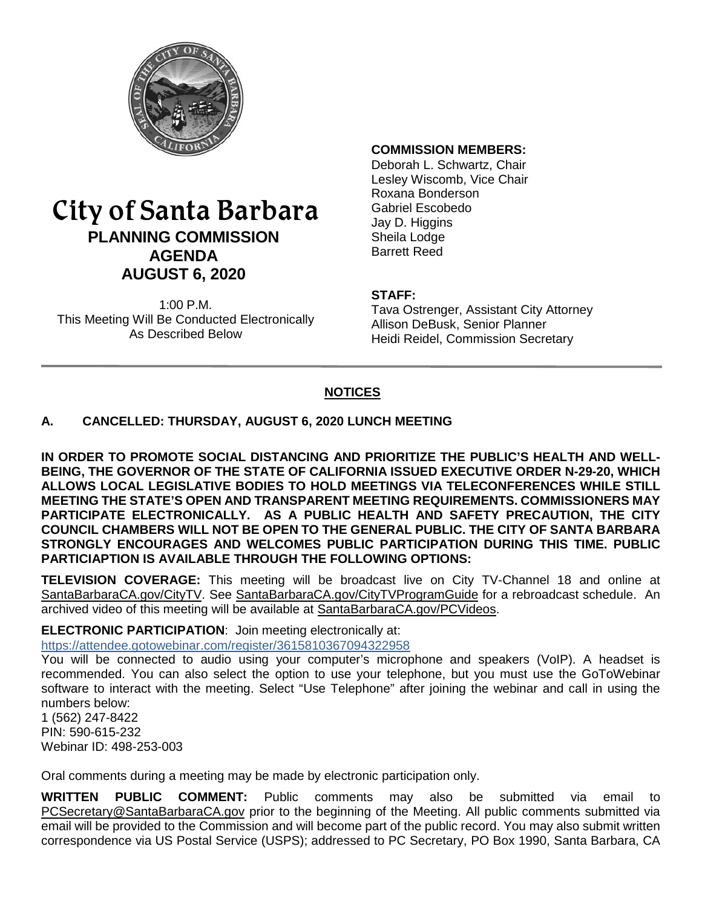# City of Santa Barbara

## PLANNING COMMISSION AGENDA

## AUGUST 6, 2020

1:00 P.M.
This Meeting Will Be Conducted Electronically
As Described Below

**COMMISSION MEMBERS:**
Deborah L. Schwartz, Chair
Lesley Wiscomb, Vice Chair
Roxana Bonderson
Gabriel Escobedo
Jay D. Higgins
Sheila Lodge
Barrett Reed

**STAFF:**
Tava Ostrenger, Assistant City Attorney
Allison DeBusk, Senior Planner
Heidi Reidel, Commission Secretary

---

## NOTICES

### A. CANCELLED: THURSDAY, AUGUST 6, 2020 LUNCH MEETING

**IN ORDER TO PROMOTE SOCIAL DISTANCING AND PRIORITIZE THE PUBLIC'S HEALTH AND WELL-BEING, THE GOVERNOR OF THE STATE OF CALIFORNIA ISSUED EXECUTIVE ORDER N-29-20, WHICH ALLOWS LOCAL LEGISLATIVE BODIES TO HOLD MEETINGS VIA TELECONFERENCES WHILE STILL MEETING THE STATE'S OPEN AND TRANSPARENT MEETING REQUIREMENTS. COMMISSIONERS MAY PARTICIPATE ELECTRONICALLY. AS A PUBLIC HEALTH AND SAFETY PRECAUTION, THE CITY COUNCIL CHAMBERS WILL NOT BE OPEN TO THE GENERAL PUBLIC. THE CITY OF SANTA BARBARA STRONGLY ENCOURAGES AND WELCOMES PUBLIC PARTICIPATION DURING THIS TIME. PUBLIC PARTICIAPTION IS AVAILABLE THROUGH THE FOLLOWING OPTIONS:**

**TELEVISION COVERAGE:** This meeting will be broadcast live on City TV-Channel 18 and online at SantaBarbaraCA.gov/CityTV. See SantaBarbaraCA.gov/CityTVProgramGuide for a rebroadcast schedule. An archived video of this meeting will be available at SantaBarbaraCA.gov/PCVideos.

**ELECTRONIC PARTICIPATION**: Join meeting electronically at:
https://attendee.gotowebinar.com/register/3615810367094322958
You will be connected to audio using your computer's microphone and speakers (VoIP). A headset is recommended. You can also select the option to use your telephone, but you must use the GoToWebinar software to interact with the meeting. Select "Use Telephone" after joining the webinar and call in using the numbers below:
1 (562) 247-8422
PIN: 590-615-232
Webinar ID: 498-253-003

Oral comments during a meeting may be made by electronic participation only.

**WRITTEN PUBLIC COMMENT:** Public comments may also be submitted via email to PCSecretary@SantaBarbaraCA.gov prior to the beginning of the Meeting. All public comments submitted via email will be provided to the Commission and will become part of the public record. You may also submit written correspondence via US Postal Service (USPS); addressed to PC Secretary, PO Box 1990, Santa Barbara, CA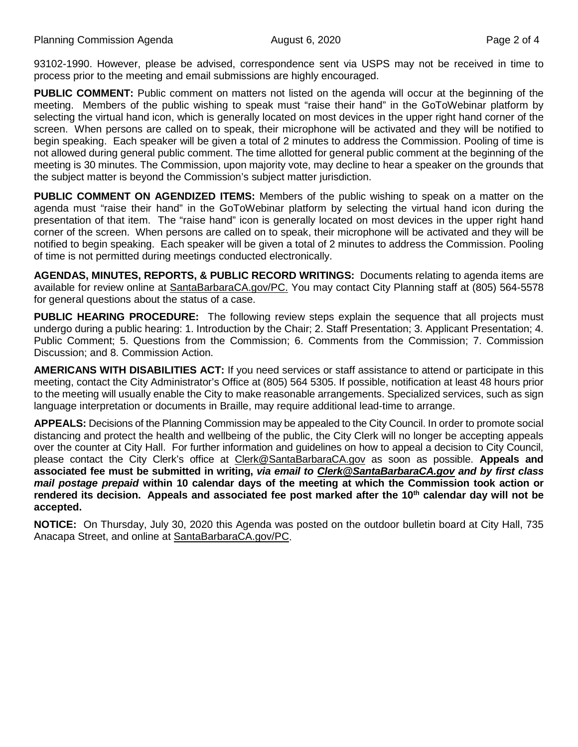93102-1990. However, please be advised, correspondence sent via USPS may not be received in time to process prior to the meeting and email submissions are highly encouraged.

**PUBLIC COMMENT:** Public comment on matters not listed on the agenda will occur at the beginning of the meeting. Members of the public wishing to speak must "raise their hand" in the GoToWebinar platform by selecting the virtual hand icon, which is generally located on most devices in the upper right hand corner of the screen. When persons are called on to speak, their microphone will be activated and they will be notified to begin speaking. Each speaker will be given a total of 2 minutes to address the Commission. Pooling of time is not allowed during general public comment. The time allotted for general public comment at the beginning of the meeting is 30 minutes. The Commission, upon majority vote, may decline to hear a speaker on the grounds that the subject matter is beyond the Commission's subject matter jurisdiction.

**PUBLIC COMMENT ON AGENDIZED ITEMS:** Members of the public wishing to speak on a matter on the agenda must "raise their hand" in the GoToWebinar platform by selecting the virtual hand icon during the presentation of that item. The "raise hand" icon is generally located on most devices in the upper right hand corner of the screen. When persons are called on to speak, their microphone will be activated and they will be notified to begin speaking. Each speaker will be given a total of 2 minutes to address the Commission. Pooling of time is not permitted during meetings conducted electronically.

**AGENDAS, MINUTES, REPORTS, & PUBLIC RECORD WRITINGS:** Documents relating to agenda items are available for review online at SantaBarbaraCA.gov/PC. You may contact City Planning staff at (805) 564-5578 for general questions about the status of a case.

**PUBLIC HEARING PROCEDURE:** The following review steps explain the sequence that all projects must undergo during a public hearing: 1. Introduction by the Chair; 2. Staff Presentation; 3. Applicant Presentation; 4. Public Comment; 5. Questions from the Commission; 6. Comments from the Commission; 7. Commission Discussion; and 8. Commission Action.

**AMERICANS WITH DISABILITIES ACT:** If you need services or staff assistance to attend or participate in this meeting, contact the City Administrator's Office at (805) 564 5305. If possible, notification at least 48 hours prior to the meeting will usually enable the City to make reasonable arrangements. Specialized services, such as sign language interpretation or documents in Braille, may require additional lead-time to arrange.

**APPEALS:** Decisions of the Planning Commission may be appealed to the City Council. In order to promote social distancing and protect the health and wellbeing of the public, the City Clerk will no longer be accepting appeals over the counter at City Hall. For further information and guidelines on how to appeal a decision to City Council, please contact the City Clerk's office at Clerk@SantaBarbaraCA.gov as soon as possible. **Appeals and associated fee must be submitted in writing, *via email to Clerk@SantaBarbaraCA.gov and by first class mail postage prepaid* within 10 calendar days of the meeting at which the Commission took action or rendered its decision. Appeals and associated fee post marked after the 10th calendar day will not be accepted.**

**NOTICE:** On Thursday, July 30, 2020 this Agenda was posted on the outdoor bulletin board at City Hall, 735 Anacapa Street, and online at SantaBarbaraCA.gov/PC.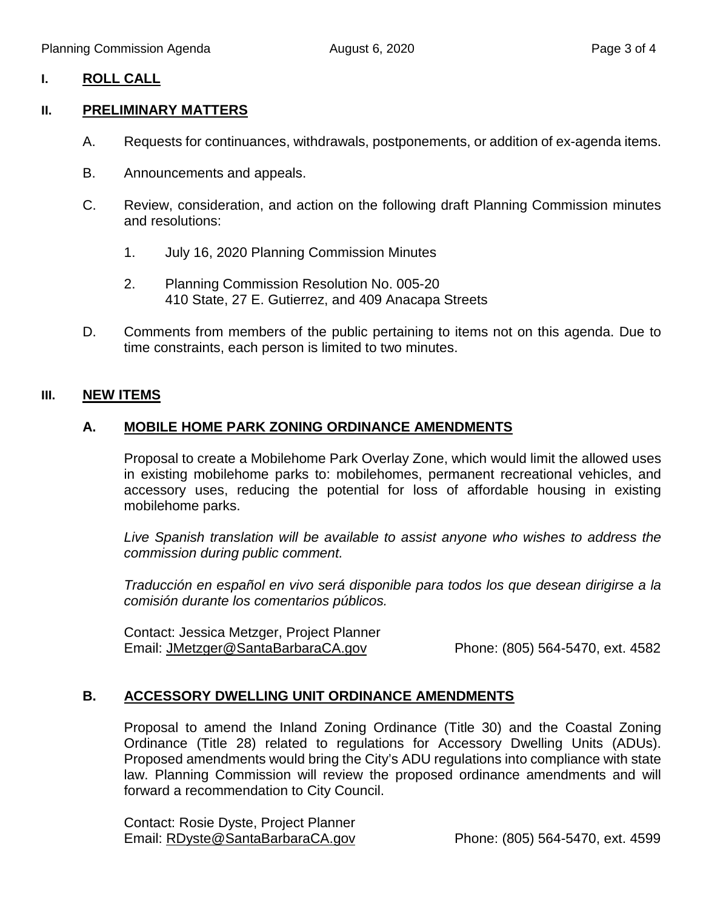## I. ROLL CALL

## II. PRELIMINARY MATTERS

A. Requests for continuances, withdrawals, postponements, or addition of ex-agenda items.

B. Announcements and appeals.

C. Review, consideration, and action on the following draft Planning Commission minutes and resolutions:

1. July 16, 2020 Planning Commission Minutes

2. Planning Commission Resolution No. 005-20
   410 State, 27 E. Gutierrez, and 409 Anacapa Streets

D. Comments from members of the public pertaining to items not on this agenda. Due to time constraints, each person is limited to two minutes.

## III. NEW ITEMS

### A. MOBILE HOME PARK ZONING ORDINANCE AMENDMENTS

Proposal to create a Mobilehome Park Overlay Zone, which would limit the allowed uses in existing mobilehome parks to: mobilehomes, permanent recreational vehicles, and accessory uses, reducing the potential for loss of affordable housing in existing mobilehome parks.

*Live Spanish translation will be available to assist anyone who wishes to address the commission during public comment.*

*Traducción en español en vivo será disponible para todos los que desean dirigirse a la comisión durante los comentarios públicos.*

Contact: Jessica Metzger, Project Planner
Email: JMetzger@SantaBarbaraCA.gov Phone: (805) 564-5470, ext. 4582

### B. ACCESSORY DWELLING UNIT ORDINANCE AMENDMENTS

Proposal to amend the Inland Zoning Ordinance (Title 30) and the Coastal Zoning Ordinance (Title 28) related to regulations for Accessory Dwelling Units (ADUs). Proposed amendments would bring the City's ADU regulations into compliance with state law. Planning Commission will review the proposed ordinance amendments and will forward a recommendation to City Council.

Contact: Rosie Dyste, Project Planner
Email: RDyste@SantaBarbaraCA.gov Phone: (805) 564-5470, ext. 4599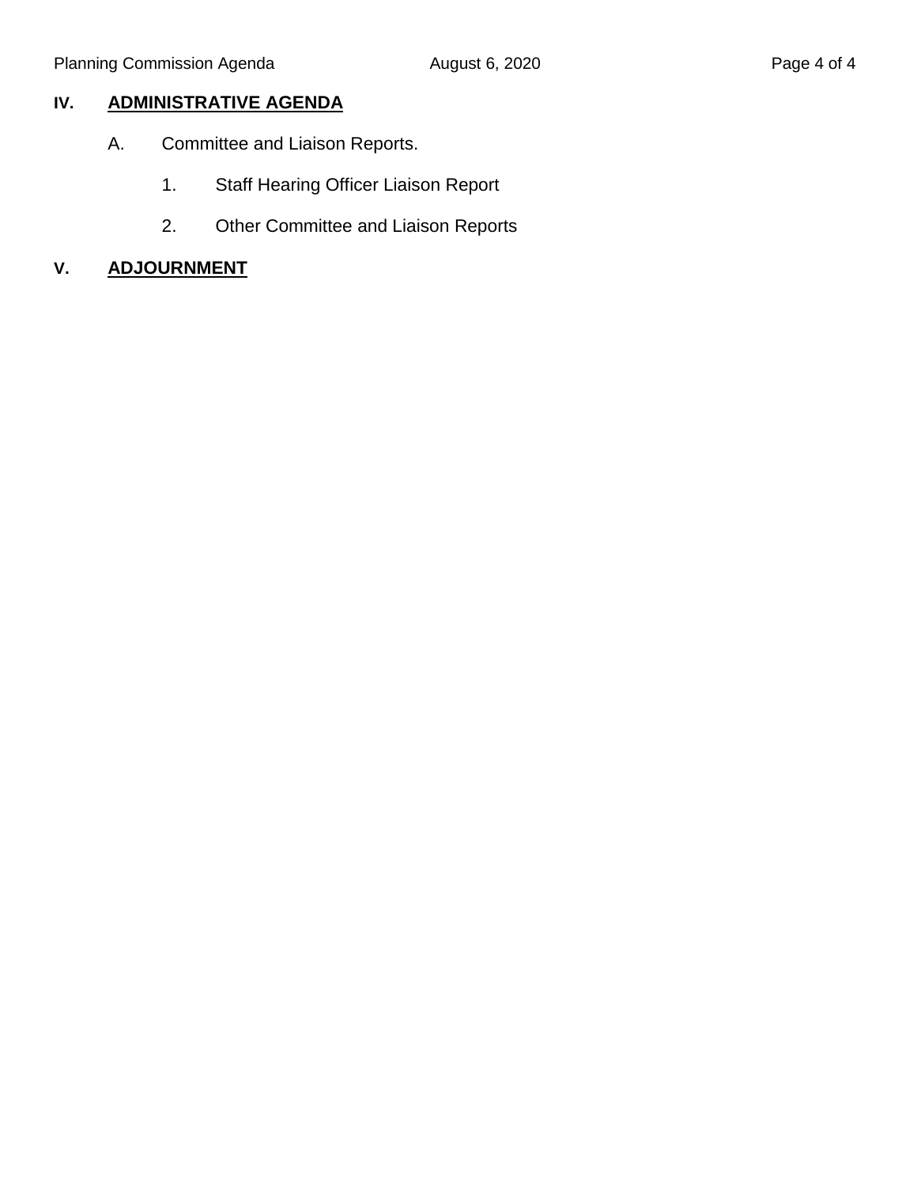## IV. ADMINISTRATIVE AGENDA

A. Committee and Liaison Reports.

1. Staff Hearing Officer Liaison Report

2. Other Committee and Liaison Reports

## V. ADJOURNMENT